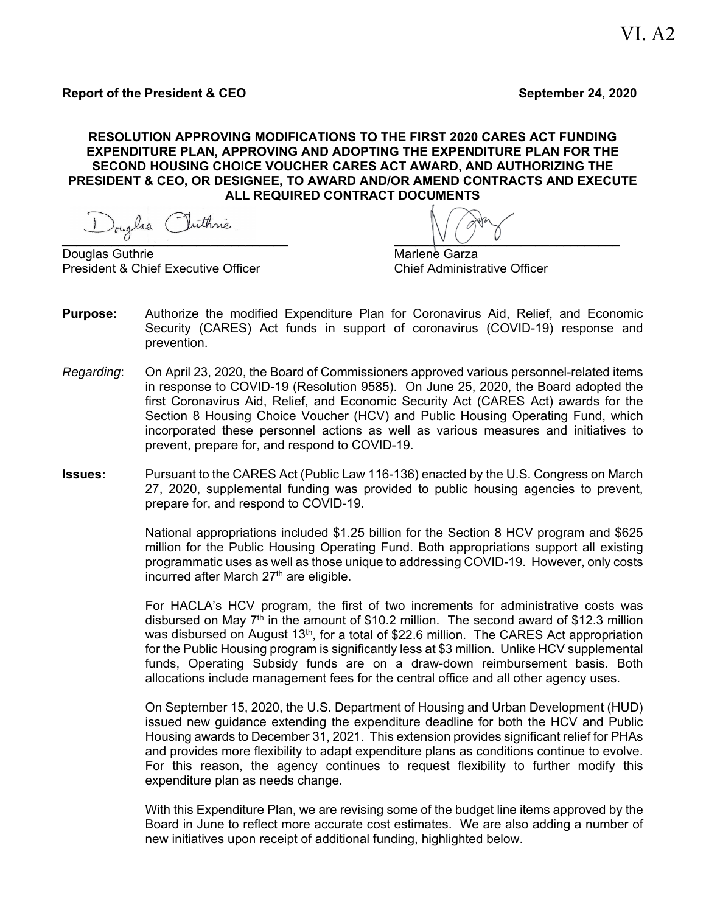VI. A2

**Report of the President & CEO** **September 24, 2020**

**RESOLUTION APPROVING MODIFICATIONS TO THE FIRST 2020 CARES ACT FUNDING EXPENDITURE PLAN, APPROVING AND ADOPTING THE EXPENDITURE PLAN FOR THE SECOND HOUSING CHOICE VOUCHER CARES ACT AWARD, AND AUTHORIZING THE PRESIDENT & CEO, OR DESIGNEE, TO AWARD AND/OR AMEND CONTRACTS AND EXECUTE ALL REQUIRED CONTRACT DOCUMENTS**

Douglas Guthrie
President & Chief Executive Officer

Marlene Garza
Chief Administrative Officer

---

**Purpose:** Authorize the modified Expenditure Plan for Coronavirus Aid, Relief, and Economic Security (CARES) Act funds in support of coronavirus (COVID-19) response and prevention.

*Regarding*: On April 23, 2020, the Board of Commissioners approved various personnel-related items in response to COVID-19 (Resolution 9585). On June 25, 2020, the Board adopted the first Coronavirus Aid, Relief, and Economic Security Act (CARES Act) awards for the Section 8 Housing Choice Voucher (HCV) and Public Housing Operating Fund, which incorporated these personnel actions as well as various measures and initiatives to prevent, prepare for, and respond to COVID-19.

**Issues:** Pursuant to the CARES Act (Public Law 116-136) enacted by the U.S. Congress on March 27, 2020, supplemental funding was provided to public housing agencies to prevent, prepare for, and respond to COVID-19.

National appropriations included $1.25 billion for the Section 8 HCV program and $625 million for the Public Housing Operating Fund. Both appropriations support all existing programmatic uses as well as those unique to addressing COVID-19. However, only costs incurred after March 27th are eligible.

For HACLA's HCV program, the first of two increments for administrative costs was disbursed on May 7th in the amount of $10.2 million. The second award of $12.3 million was disbursed on August 13th, for a total of $22.6 million. The CARES Act appropriation for the Public Housing program is significantly less at $3 million. Unlike HCV supplemental funds, Operating Subsidy funds are on a draw-down reimbursement basis. Both allocations include management fees for the central office and all other agency uses.

On September 15, 2020, the U.S. Department of Housing and Urban Development (HUD) issued new guidance extending the expenditure deadline for both the HCV and Public Housing awards to December 31, 2021. This extension provides significant relief for PHAs and provides more flexibility to adapt expenditure plans as conditions continue to evolve. For this reason, the agency continues to request flexibility to further modify this expenditure plan as needs change.

With this Expenditure Plan, we are revising some of the budget line items approved by the Board in June to reflect more accurate cost estimates. We are also adding a number of new initiatives upon receipt of additional funding, highlighted below.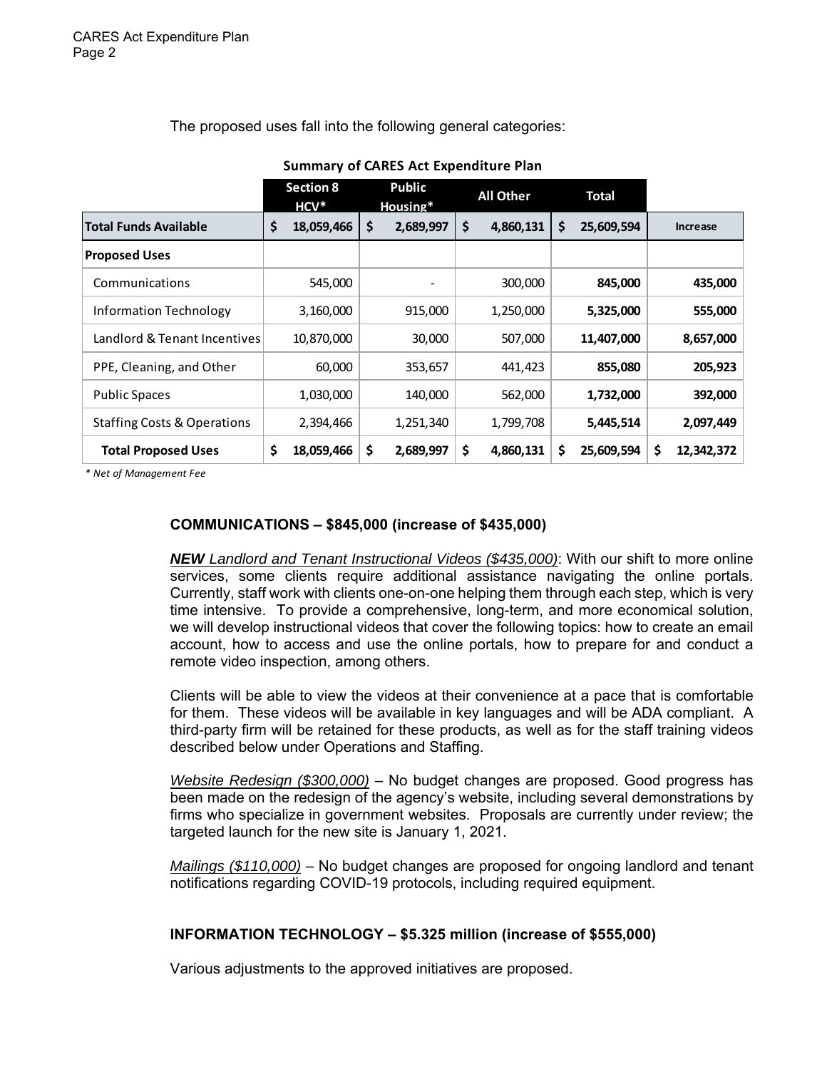The proposed uses fall into the following general categories:

**Summary of CARES Act Expenditure Plan**

| | Section 8 HCV* | Public Housing* | All Other | Total | |
|---|---|---|---|---|---|
| **Total Funds Available** | $ 18,059,466 | $ 2,689,997 | $ 4,860,131 | $ 25,609,594 | **Increase** |
| **Proposed Uses** | | | | | |
| Communications | 545,000 | - | 300,000 | **845,000** | **435,000** |
| Information Technology | 3,160,000 | 915,000 | 1,250,000 | **5,325,000** | **555,000** |
| Landlord & Tenant Incentives | 10,870,000 | 30,000 | 507,000 | **11,407,000** | **8,657,000** |
| PPE, Cleaning, and Other | 60,000 | 353,657 | 441,423 | **855,080** | **205,923** |
| Public Spaces | 1,030,000 | 140,000 | 562,000 | **1,732,000** | **392,000** |
| Staffing Costs & Operations | 2,394,466 | 1,251,340 | 1,799,708 | **5,445,514** | **2,097,449** |
| **Total Proposed Uses** | **$ 18,059,466** | **$ 2,689,997** | **$ 4,860,131** | **$ 25,609,594** | **$ 12,342,372** |

*\* Net of Management Fee*

## COMMUNICATIONS – $845,000 (increase of $435,000)

***NEW*** *Landlord and Tenant Instructional Videos ($435,000)*: With our shift to more online services, some clients require additional assistance navigating the online portals. Currently, staff work with clients one-on-one helping them through each step, which is very time intensive. To provide a comprehensive, long-term, and more economical solution, we will develop instructional videos that cover the following topics: how to create an email account, how to access and use the online portals, how to prepare for and conduct a remote video inspection, among others.

Clients will be able to view the videos at their convenience at a pace that is comfortable for them. These videos will be available in key languages and will be ADA compliant. A third-party firm will be retained for these products, as well as for the staff training videos described below under Operations and Staffing.

*Website Redesign ($300,000)* – No budget changes are proposed. Good progress has been made on the redesign of the agency's website, including several demonstrations by firms who specialize in government websites. Proposals are currently under review; the targeted launch for the new site is January 1, 2021.

*Mailings ($110,000)* – No budget changes are proposed for ongoing landlord and tenant notifications regarding COVID-19 protocols, including required equipment.

## INFORMATION TECHNOLOGY – $5.325 million (increase of $555,000)

Various adjustments to the approved initiatives are proposed.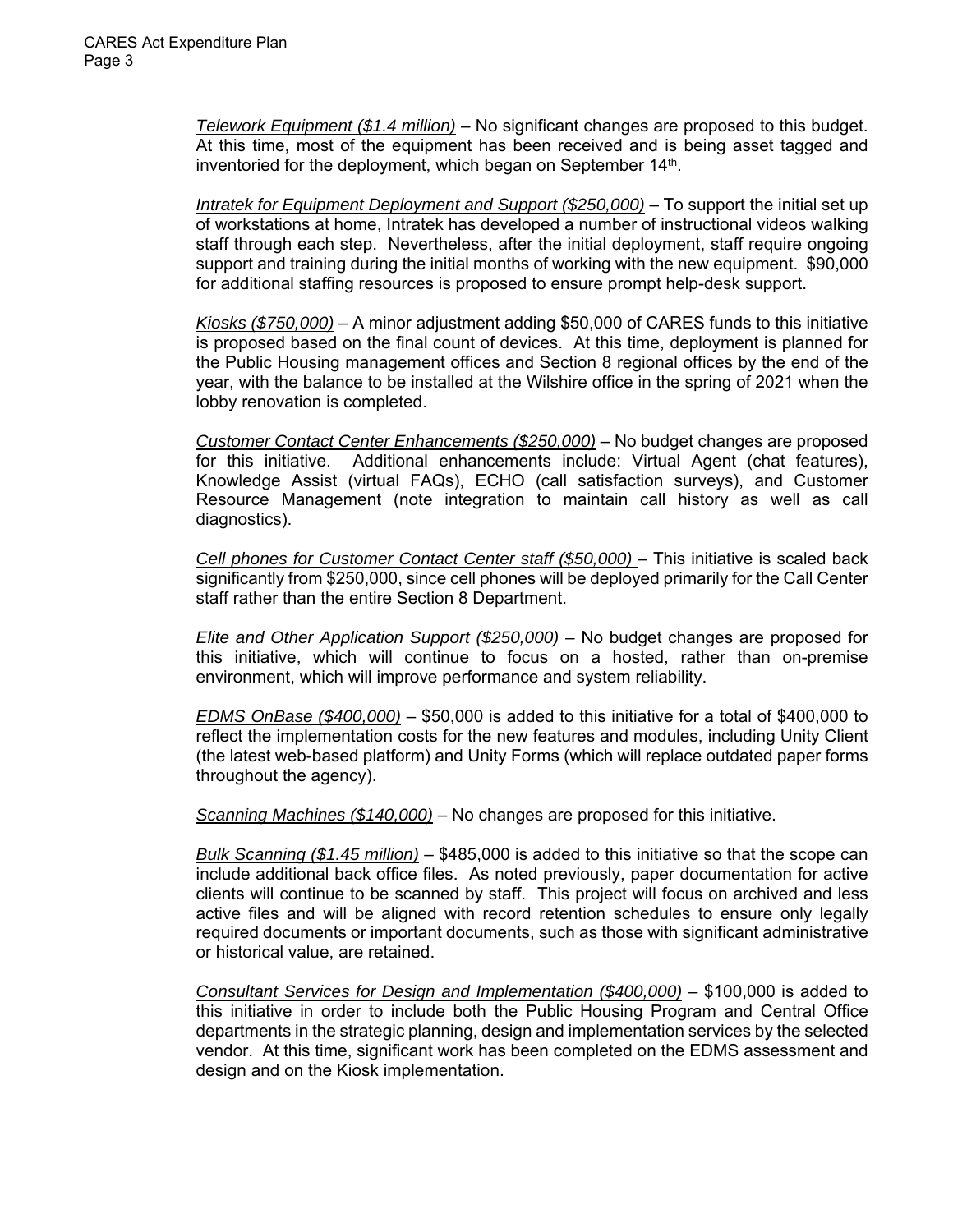*Telework Equipment ($1.4 million)* – No significant changes are proposed to this budget. At this time, most of the equipment has been received and is being asset tagged and inventoried for the deployment, which began on September 14th.

*Intratek for Equipment Deployment and Support ($250,000)* – To support the initial set up of workstations at home, Intratek has developed a number of instructional videos walking staff through each step. Nevertheless, after the initial deployment, staff require ongoing support and training during the initial months of working with the new equipment. $90,000 for additional staffing resources is proposed to ensure prompt help-desk support.

*Kiosks ($750,000)* – A minor adjustment adding $50,000 of CARES funds to this initiative is proposed based on the final count of devices. At this time, deployment is planned for the Public Housing management offices and Section 8 regional offices by the end of the year, with the balance to be installed at the Wilshire office in the spring of 2021 when the lobby renovation is completed.

*Customer Contact Center Enhancements ($250,000)* – No budget changes are proposed for this initiative. Additional enhancements include: Virtual Agent (chat features), Knowledge Assist (virtual FAQs), ECHO (call satisfaction surveys), and Customer Resource Management (note integration to maintain call history as well as call diagnostics).

*Cell phones for Customer Contact Center staff ($50,000)* – This initiative is scaled back significantly from $250,000, since cell phones will be deployed primarily for the Call Center staff rather than the entire Section 8 Department.

*Elite and Other Application Support ($250,000)* – No budget changes are proposed for this initiative, which will continue to focus on a hosted, rather than on-premise environment, which will improve performance and system reliability.

*EDMS OnBase ($400,000)* – $50,000 is added to this initiative for a total of $400,000 to reflect the implementation costs for the new features and modules, including Unity Client (the latest web-based platform) and Unity Forms (which will replace outdated paper forms throughout the agency).

*Scanning Machines ($140,000)* – No changes are proposed for this initiative.

*Bulk Scanning ($1.45 million)* – $485,000 is added to this initiative so that the scope can include additional back office files. As noted previously, paper documentation for active clients will continue to be scanned by staff. This project will focus on archived and less active files and will be aligned with record retention schedules to ensure only legally required documents or important documents, such as those with significant administrative or historical value, are retained.

*Consultant Services for Design and Implementation ($400,000)* – $100,000 is added to this initiative in order to include both the Public Housing Program and Central Office departments in the strategic planning, design and implementation services by the selected vendor. At this time, significant work has been completed on the EDMS assessment and design and on the Kiosk implementation.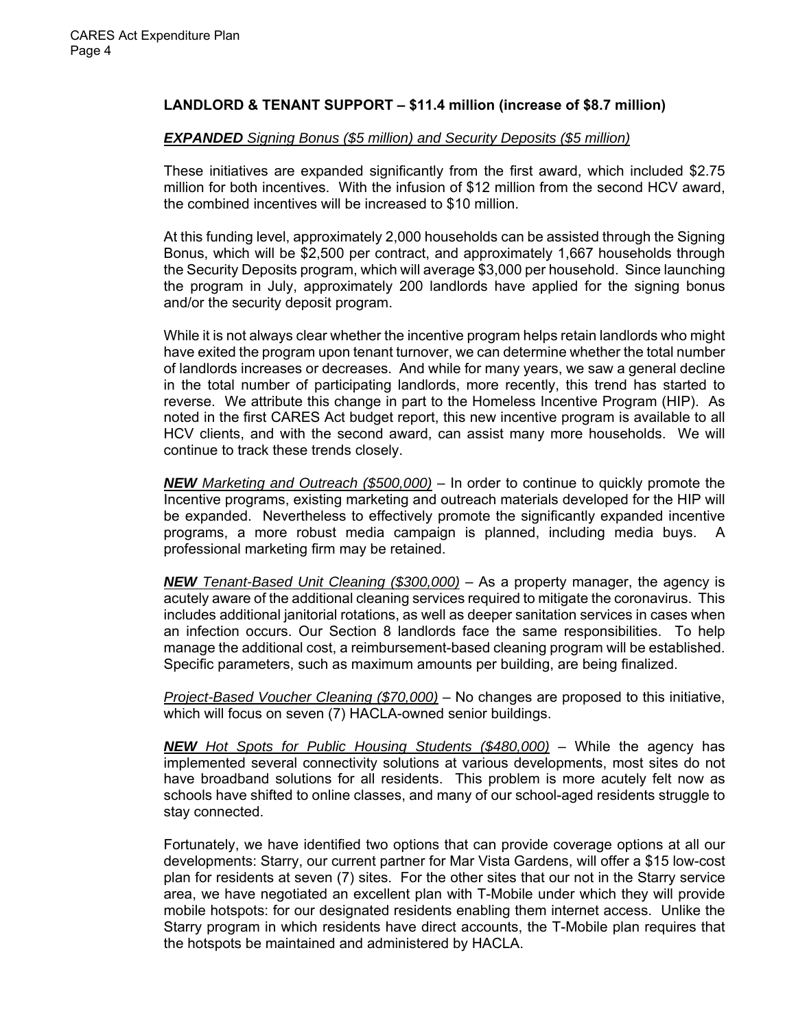## LANDLORD & TENANT SUPPORT – \$11.4 million (increase of \$8.7 million)

***EXPANDED*** *Signing Bonus (\$5 million) and Security Deposits (\$5 million)*

These initiatives are expanded significantly from the first award, which included \$2.75 million for both incentives. With the infusion of \$12 million from the second HCV award, the combined incentives will be increased to \$10 million.

At this funding level, approximately 2,000 households can be assisted through the Signing Bonus, which will be \$2,500 per contract, and approximately 1,667 households through the Security Deposits program, which will average \$3,000 per household. Since launching the program in July, approximately 200 landlords have applied for the signing bonus and/or the security deposit program.

While it is not always clear whether the incentive program helps retain landlords who might have exited the program upon tenant turnover, we can determine whether the total number of landlords increases or decreases. And while for many years, we saw a general decline in the total number of participating landlords, more recently, this trend has started to reverse. We attribute this change in part to the Homeless Incentive Program (HIP). As noted in the first CARES Act budget report, this new incentive program is available to all HCV clients, and with the second award, can assist many more households. We will continue to track these trends closely.

***NEW*** *Marketing and Outreach (\$500,000)* – In order to continue to quickly promote the Incentive programs, existing marketing and outreach materials developed for the HIP will be expanded. Nevertheless to effectively promote the significantly expanded incentive programs, a more robust media campaign is planned, including media buys. A professional marketing firm may be retained.

***NEW*** *Tenant-Based Unit Cleaning (\$300,000)* – As a property manager, the agency is acutely aware of the additional cleaning services required to mitigate the coronavirus. This includes additional janitorial rotations, as well as deeper sanitation services in cases when an infection occurs. Our Section 8 landlords face the same responsibilities. To help manage the additional cost, a reimbursement-based cleaning program will be established. Specific parameters, such as maximum amounts per building, are being finalized.

*Project-Based Voucher Cleaning (\$70,000)* – No changes are proposed to this initiative, which will focus on seven (7) HACLA-owned senior buildings.

***NEW*** *Hot Spots for Public Housing Students (\$480,000)* – While the agency has implemented several connectivity solutions at various developments, most sites do not have broadband solutions for all residents. This problem is more acutely felt now as schools have shifted to online classes, and many of our school-aged residents struggle to stay connected.

Fortunately, we have identified two options that can provide coverage options at all our developments: Starry, our current partner for Mar Vista Gardens, will offer a \$15 low-cost plan for residents at seven (7) sites. For the other sites that our not in the Starry service area, we have negotiated an excellent plan with T-Mobile under which they will provide mobile hotspots: for our designated residents enabling them internet access. Unlike the Starry program in which residents have direct accounts, the T-Mobile plan requires that the hotspots be maintained and administered by HACLA.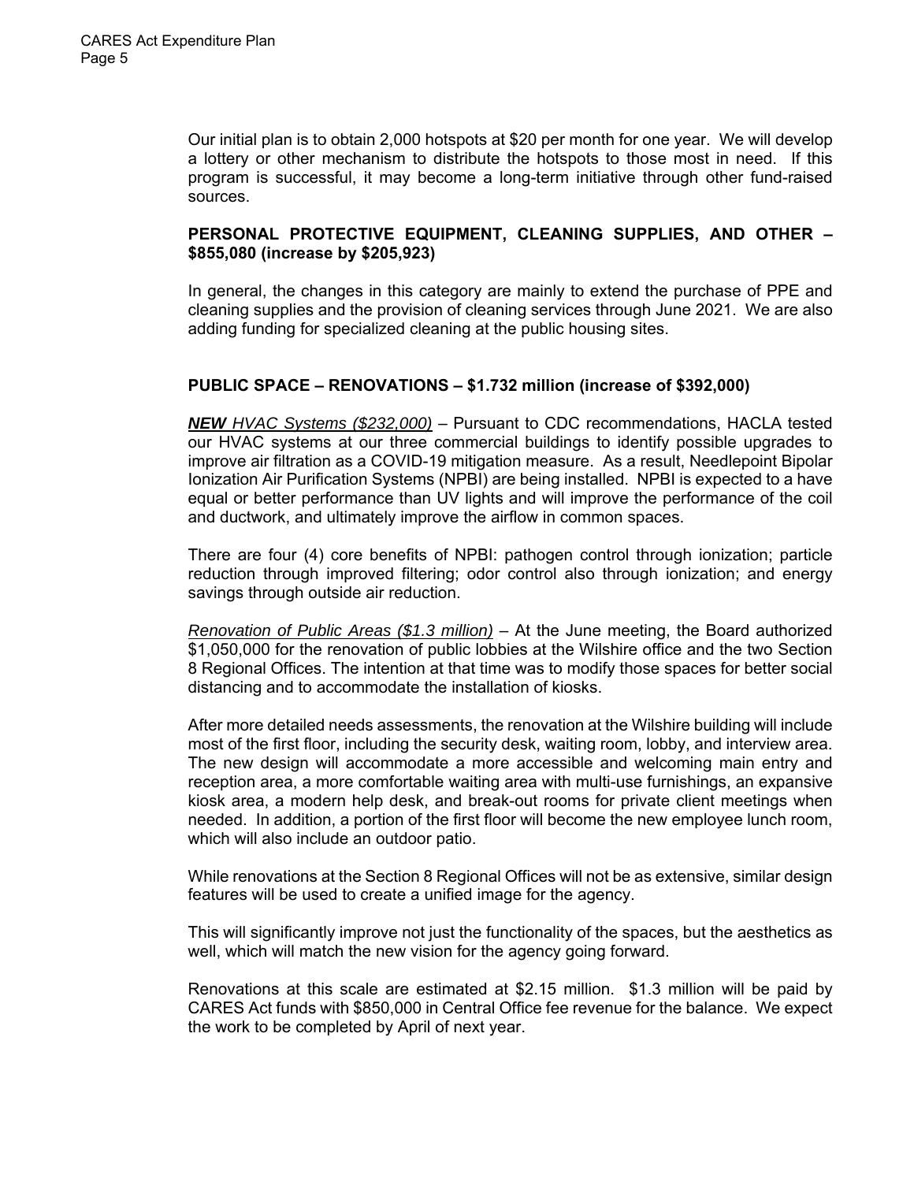Our initial plan is to obtain 2,000 hotspots at $20 per month for one year. We will develop a lottery or other mechanism to distribute the hotspots to those most in need. If this program is successful, it may become a long-term initiative through other fund-raised sources.

**PERSONAL PROTECTIVE EQUIPMENT, CLEANING SUPPLIES, AND OTHER – $855,080 (increase by $205,923)**

In general, the changes in this category are mainly to extend the purchase of PPE and cleaning supplies and the provision of cleaning services through June 2021. We are also adding funding for specialized cleaning at the public housing sites.

**PUBLIC SPACE – RENOVATIONS – $1.732 million (increase of $392,000)**

***NEW*** *HVAC Systems ($232,000)* – Pursuant to CDC recommendations, HACLA tested our HVAC systems at our three commercial buildings to identify possible upgrades to improve air filtration as a COVID-19 mitigation measure. As a result, Needlepoint Bipolar Ionization Air Purification Systems (NPBI) are being installed. NPBI is expected to a have equal or better performance than UV lights and will improve the performance of the coil and ductwork, and ultimately improve the airflow in common spaces.

There are four (4) core benefits of NPBI: pathogen control through ionization; particle reduction through improved filtering; odor control also through ionization; and energy savings through outside air reduction.

*Renovation of Public Areas ($1.3 million)* – At the June meeting, the Board authorized $1,050,000 for the renovation of public lobbies at the Wilshire office and the two Section 8 Regional Offices. The intention at that time was to modify those spaces for better social distancing and to accommodate the installation of kiosks.

After more detailed needs assessments, the renovation at the Wilshire building will include most of the first floor, including the security desk, waiting room, lobby, and interview area. The new design will accommodate a more accessible and welcoming main entry and reception area, a more comfortable waiting area with multi-use furnishings, an expansive kiosk area, a modern help desk, and break-out rooms for private client meetings when needed. In addition, a portion of the first floor will become the new employee lunch room, which will also include an outdoor patio.

While renovations at the Section 8 Regional Offices will not be as extensive, similar design features will be used to create a unified image for the agency.

This will significantly improve not just the functionality of the spaces, but the aesthetics as well, which will match the new vision for the agency going forward.

Renovations at this scale are estimated at $2.15 million. $1.3 million will be paid by CARES Act funds with $850,000 in Central Office fee revenue for the balance. We expect the work to be completed by April of next year.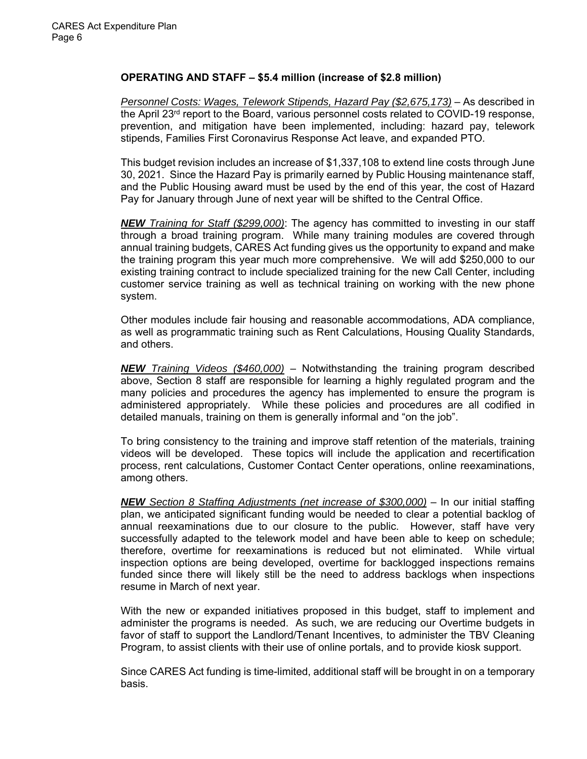**OPERATING AND STAFF – $5.4 million (increase of $2.8 million)**

_Personnel Costs: Wages, Telework Stipends, Hazard Pay ($2,675,173)_ – As described in the April 23rd report to the Board, various personnel costs related to COVID-19 response, prevention, and mitigation have been implemented, including: hazard pay, telework stipends, Families First Coronavirus Response Act leave, and expanded PTO.

This budget revision includes an increase of $1,337,108 to extend line costs through June 30, 2021. Since the Hazard Pay is primarily earned by Public Housing maintenance staff, and the Public Housing award must be used by the end of this year, the cost of Hazard Pay for January through June of next year will be shifted to the Central Office.

***NEW** Training for Staff ($299,000)*: The agency has committed to investing in our staff through a broad training program. While many training modules are covered through annual training budgets, CARES Act funding gives us the opportunity to expand and make the training program this year much more comprehensive. We will add $250,000 to our existing training contract to include specialized training for the new Call Center, including customer service training as well as technical training on working with the new phone system.

Other modules include fair housing and reasonable accommodations, ADA compliance, as well as programmatic training such as Rent Calculations, Housing Quality Standards, and others.

***NEW** Training Videos ($460,000)* – Notwithstanding the training program described above, Section 8 staff are responsible for learning a highly regulated program and the many policies and procedures the agency has implemented to ensure the program is administered appropriately. While these policies and procedures are all codified in detailed manuals, training on them is generally informal and "on the job".

To bring consistency to the training and improve staff retention of the materials, training videos will be developed. These topics will include the application and recertification process, rent calculations, Customer Contact Center operations, online reexaminations, among others.

***NEW** Section 8 Staffing Adjustments (net increase of $300,000)* – In our initial staffing plan, we anticipated significant funding would be needed to clear a potential backlog of annual reexaminations due to our closure to the public. However, staff have very successfully adapted to the telework model and have been able to keep on schedule; therefore, overtime for reexaminations is reduced but not eliminated. While virtual inspection options are being developed, overtime for backlogged inspections remains funded since there will likely still be the need to address backlogs when inspections resume in March of next year.

With the new or expanded initiatives proposed in this budget, staff to implement and administer the programs is needed. As such, we are reducing our Overtime budgets in favor of staff to support the Landlord/Tenant Incentives, to administer the TBV Cleaning Program, to assist clients with their use of online portals, and to provide kiosk support.

Since CARES Act funding is time-limited, additional staff will be brought in on a temporary basis.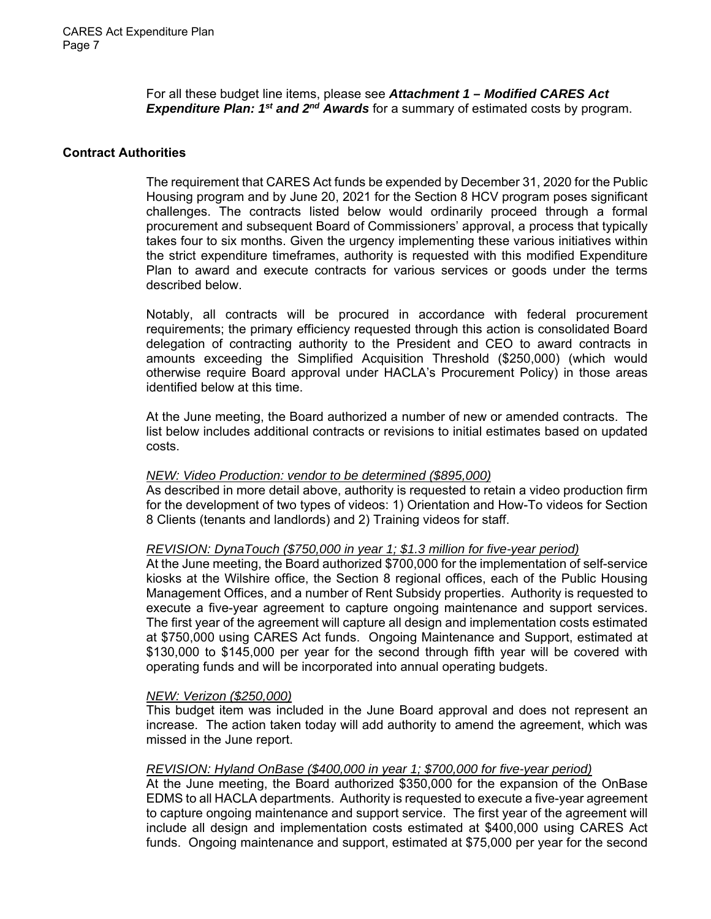For all these budget line items, please see ***Attachment 1 – Modified CARES Act Expenditure Plan: 1st and 2nd Awards*** for a summary of estimated costs by program.

## Contract Authorities

The requirement that CARES Act funds be expended by December 31, 2020 for the Public Housing program and by June 20, 2021 for the Section 8 HCV program poses significant challenges. The contracts listed below would ordinarily proceed through a formal procurement and subsequent Board of Commissioners' approval, a process that typically takes four to six months. Given the urgency implementing these various initiatives within the strict expenditure timeframes, authority is requested with this modified Expenditure Plan to award and execute contracts for various services or goods under the terms described below.

Notably, all contracts will be procured in accordance with federal procurement requirements; the primary efficiency requested through this action is consolidated Board delegation of contracting authority to the President and CEO to award contracts in amounts exceeding the Simplified Acquisition Threshold ($250,000) (which would otherwise require Board approval under HACLA's Procurement Policy) in those areas identified below at this time.

At the June meeting, the Board authorized a number of new or amended contracts. The list below includes additional contracts or revisions to initial estimates based on updated costs.

*NEW: Video Production: vendor to be determined ($895,000)*

As described in more detail above, authority is requested to retain a video production firm for the development of two types of videos: 1) Orientation and How-To videos for Section 8 Clients (tenants and landlords) and 2) Training videos for staff.

*REVISION: DynaTouch ($750,000 in year 1; $1.3 million for five-year period)*

At the June meeting, the Board authorized $700,000 for the implementation of self-service kiosks at the Wilshire office, the Section 8 regional offices, each of the Public Housing Management Offices, and a number of Rent Subsidy properties. Authority is requested to execute a five-year agreement to capture ongoing maintenance and support services. The first year of the agreement will capture all design and implementation costs estimated at $750,000 using CARES Act funds. Ongoing Maintenance and Support, estimated at $130,000 to $145,000 per year for the second through fifth year will be covered with operating funds and will be incorporated into annual operating budgets.

*NEW: Verizon ($250,000)*

This budget item was included in the June Board approval and does not represent an increase. The action taken today will add authority to amend the agreement, which was missed in the June report.

*REVISION: Hyland OnBase ($400,000 in year 1; $700,000 for five-year period)*

At the June meeting, the Board authorized $350,000 for the expansion of the OnBase EDMS to all HACLA departments. Authority is requested to execute a five-year agreement to capture ongoing maintenance and support service. The first year of the agreement will include all design and implementation costs estimated at $400,000 using CARES Act funds. Ongoing maintenance and support, estimated at $75,000 per year for the second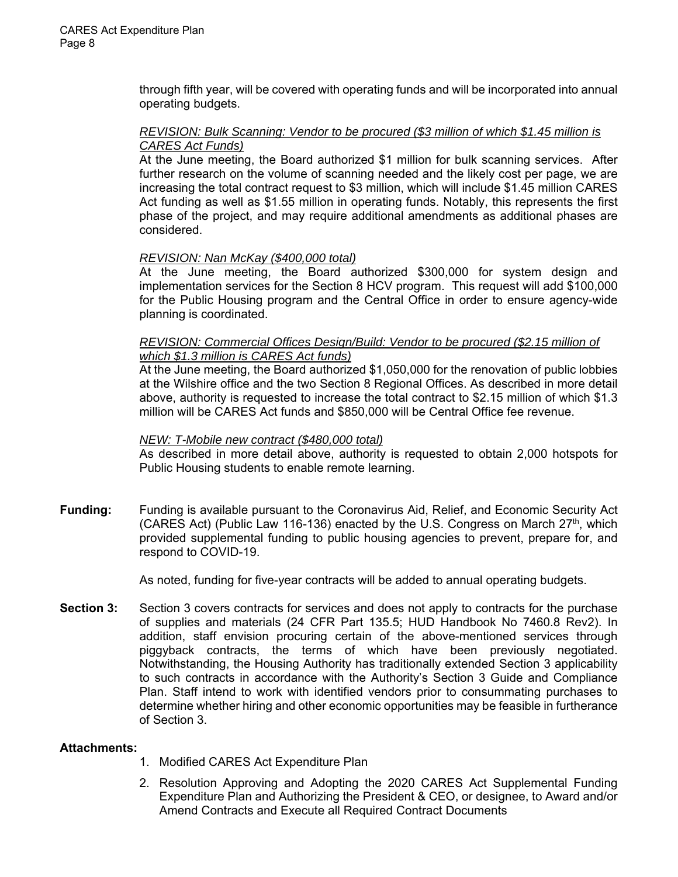through fifth year, will be covered with operating funds and will be incorporated into annual operating budgets.

*REVISION: Bulk Scanning: Vendor to be procured ($3 million of which $1.45 million is CARES Act Funds)*

At the June meeting, the Board authorized $1 million for bulk scanning services. After further research on the volume of scanning needed and the likely cost per page, we are increasing the total contract request to $3 million, which will include $1.45 million CARES Act funding as well as $1.55 million in operating funds. Notably, this represents the first phase of the project, and may require additional amendments as additional phases are considered.

*REVISION: Nan McKay ($400,000 total)*

At the June meeting, the Board authorized $300,000 for system design and implementation services for the Section 8 HCV program. This request will add $100,000 for the Public Housing program and the Central Office in order to ensure agency-wide planning is coordinated.

*REVISION: Commercial Offices Design/Build: Vendor to be procured ($2.15 million of which $1.3 million is CARES Act funds)*

At the June meeting, the Board authorized $1,050,000 for the renovation of public lobbies at the Wilshire office and the two Section 8 Regional Offices. As described in more detail above, authority is requested to increase the total contract to $2.15 million of which $1.3 million will be CARES Act funds and $850,000 will be Central Office fee revenue.

*NEW: T-Mobile new contract ($480,000 total)*

As described in more detail above, authority is requested to obtain 2,000 hotspots for Public Housing students to enable remote learning.

**Funding:** Funding is available pursuant to the Coronavirus Aid, Relief, and Economic Security Act (CARES Act) (Public Law 116-136) enacted by the U.S. Congress on March 27th, which provided supplemental funding to public housing agencies to prevent, prepare for, and respond to COVID-19.

As noted, funding for five-year contracts will be added to annual operating budgets.

**Section 3:** Section 3 covers contracts for services and does not apply to contracts for the purchase of supplies and materials (24 CFR Part 135.5; HUD Handbook No 7460.8 Rev2). In addition, staff envision procuring certain of the above-mentioned services through piggyback contracts, the terms of which have been previously negotiated. Notwithstanding, the Housing Authority has traditionally extended Section 3 applicability to such contracts in accordance with the Authority's Section 3 Guide and Compliance Plan. Staff intend to work with identified vendors prior to consummating purchases to determine whether hiring and other economic opportunities may be feasible in furtherance of Section 3.

**Attachments:**

1. Modified CARES Act Expenditure Plan
2. Resolution Approving and Adopting the 2020 CARES Act Supplemental Funding Expenditure Plan and Authorizing the President & CEO, or designee, to Award and/or Amend Contracts and Execute all Required Contract Documents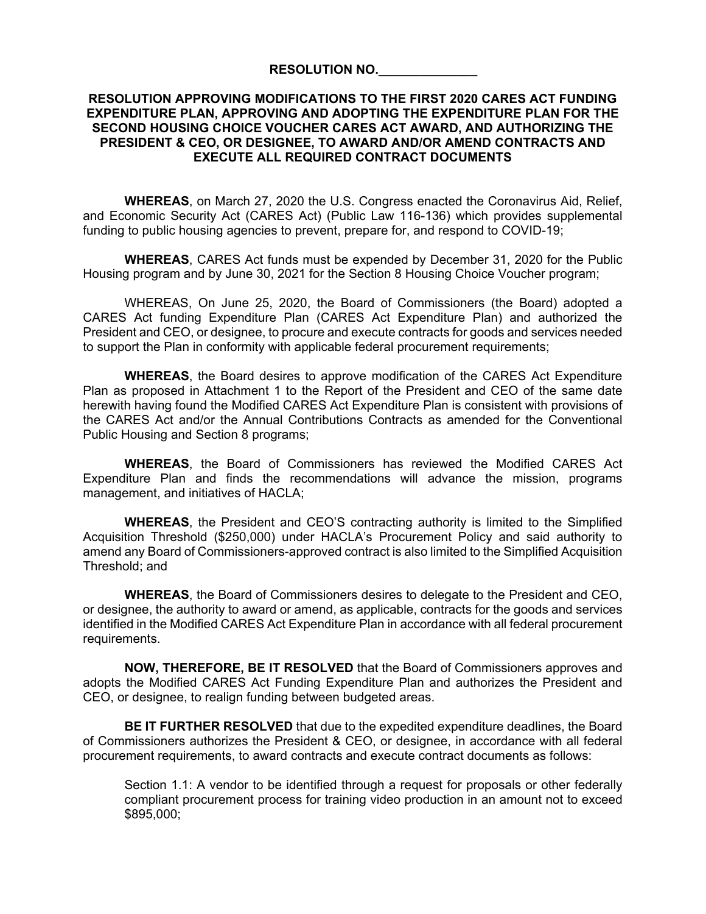**RESOLUTION NO.______________**

**RESOLUTION APPROVING MODIFICATIONS TO THE FIRST 2020 CARES ACT FUNDING EXPENDITURE PLAN, APPROVING AND ADOPTING THE EXPENDITURE PLAN FOR THE SECOND HOUSING CHOICE VOUCHER CARES ACT AWARD, AND AUTHORIZING THE PRESIDENT & CEO, OR DESIGNEE, TO AWARD AND/OR AMEND CONTRACTS AND EXECUTE ALL REQUIRED CONTRACT DOCUMENTS**

**WHEREAS**, on March 27, 2020 the U.S. Congress enacted the Coronavirus Aid, Relief, and Economic Security Act (CARES Act) (Public Law 116-136) which provides supplemental funding to public housing agencies to prevent, prepare for, and respond to COVID-19;

**WHEREAS**, CARES Act funds must be expended by December 31, 2020 for the Public Housing program and by June 30, 2021 for the Section 8 Housing Choice Voucher program;

WHEREAS, On June 25, 2020, the Board of Commissioners (the Board) adopted a CARES Act funding Expenditure Plan (CARES Act Expenditure Plan) and authorized the President and CEO, or designee, to procure and execute contracts for goods and services needed to support the Plan in conformity with applicable federal procurement requirements;

**WHEREAS**, the Board desires to approve modification of the CARES Act Expenditure Plan as proposed in Attachment 1 to the Report of the President and CEO of the same date herewith having found the Modified CARES Act Expenditure Plan is consistent with provisions of the CARES Act and/or the Annual Contributions Contracts as amended for the Conventional Public Housing and Section 8 programs;

**WHEREAS**, the Board of Commissioners has reviewed the Modified CARES Act Expenditure Plan and finds the recommendations will advance the mission, programs management, and initiatives of HACLA;

**WHEREAS**, the President and CEO'S contracting authority is limited to the Simplified Acquisition Threshold ($250,000) under HACLA's Procurement Policy and said authority to amend any Board of Commissioners-approved contract is also limited to the Simplified Acquisition Threshold; and

**WHEREAS**, the Board of Commissioners desires to delegate to the President and CEO, or designee, the authority to award or amend, as applicable, contracts for the goods and services identified in the Modified CARES Act Expenditure Plan in accordance with all federal procurement requirements.

**NOW, THEREFORE, BE IT RESOLVED** that the Board of Commissioners approves and adopts the Modified CARES Act Funding Expenditure Plan and authorizes the President and CEO, or designee, to realign funding between budgeted areas.

**BE IT FURTHER RESOLVED** that due to the expedited expenditure deadlines, the Board of Commissioners authorizes the President & CEO, or designee, in accordance with all federal procurement requirements, to award contracts and execute contract documents as follows:

Section 1.1: A vendor to be identified through a request for proposals or other federally compliant procurement process for training video production in an amount not to exceed $895,000;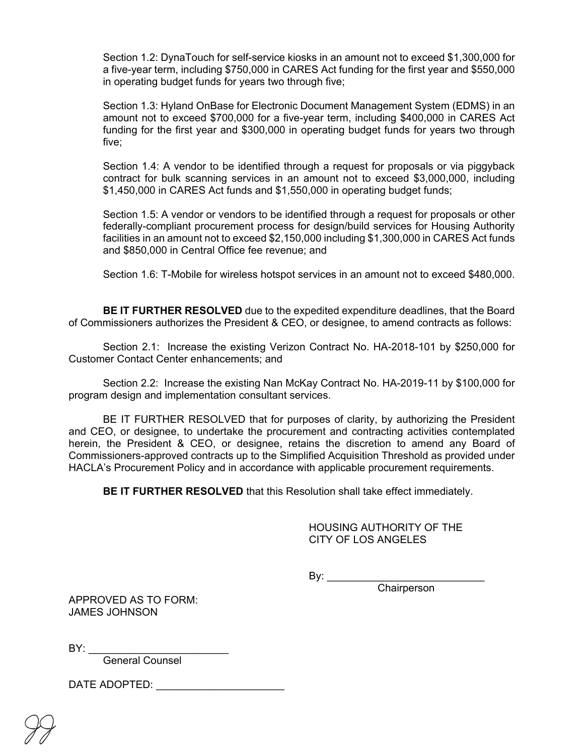Section 1.2: DynaTouch for self-service kiosks in an amount not to exceed $1,300,000 for a five-year term, including $750,000 in CARES Act funding for the first year and $550,000 in operating budget funds for years two through five;

Section 1.3: Hyland OnBase for Electronic Document Management System (EDMS) in an amount not to exceed $700,000 for a five-year term, including $400,000 in CARES Act funding for the first year and $300,000 in operating budget funds for years two through five;

Section 1.4: A vendor to be identified through a request for proposals or via piggyback contract for bulk scanning services in an amount not to exceed $3,000,000, including $1,450,000 in CARES Act funds and $1,550,000 in operating budget funds;

Section 1.5: A vendor or vendors to be identified through a request for proposals or other federally-compliant procurement process for design/build services for Housing Authority facilities in an amount not to exceed $2,150,000 including $1,300,000 in CARES Act funds and $850,000 in Central Office fee revenue; and

Section 1.6: T-Mobile for wireless hotspot services in an amount not to exceed $480,000.

**BE IT FURTHER RESOLVED** due to the expedited expenditure deadlines, that the Board of Commissioners authorizes the President & CEO, or designee, to amend contracts as follows:

Section 2.1: Increase the existing Verizon Contract No. HA-2018-101 by $250,000 for Customer Contact Center enhancements; and

Section 2.2: Increase the existing Nan McKay Contract No. HA-2019-11 by $100,000 for program design and implementation consultant services.

BE IT FURTHER RESOLVED that for purposes of clarity, by authorizing the President and CEO, or designee, to undertake the procurement and contracting activities contemplated herein, the President & CEO, or designee, retains the discretion to amend any Board of Commissioners-approved contracts up to the Simplified Acquisition Threshold as provided under HACLA's Procurement Policy and in accordance with applicable procurement requirements.

**BE IT FURTHER RESOLVED** that this Resolution shall take effect immediately.

HOUSING AUTHORITY OF THE
CITY OF LOS ANGELES

By: ___________________________
Chairperson

APPROVED AS TO FORM:
JAMES JOHNSON

BY: ________________________
General Counsel

DATE ADOPTED: ______________________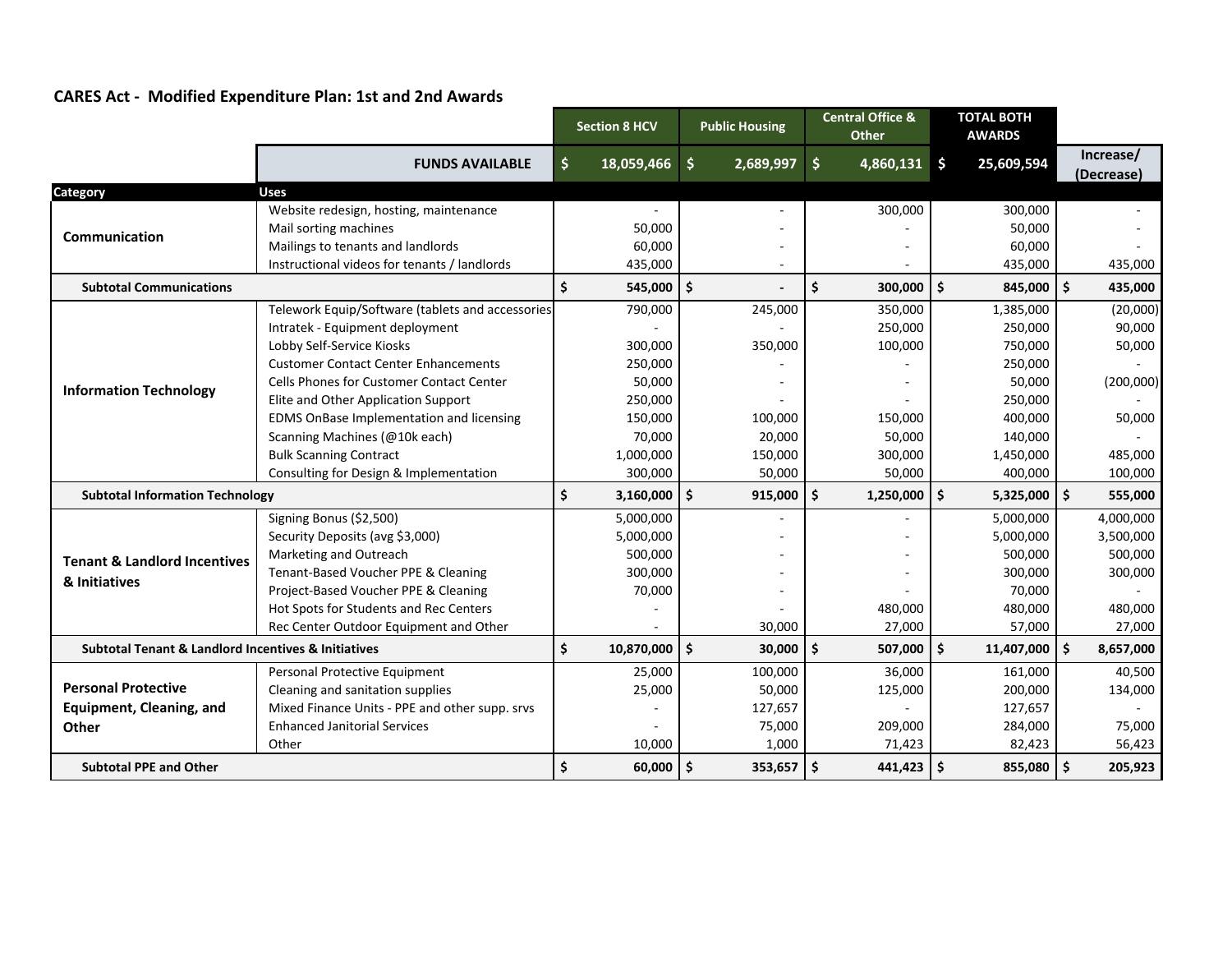## CARES Act - Modified Expenditure Plan: 1st and 2nd Awards

| Category | Uses | Section 8 HCV | Public Housing | Central Office & Other | TOTAL BOTH AWARDS | Increase/ (Decrease) |
|---|---|---|---|---|---|---|
| | **FUNDS AVAILABLE** | $ 18,059,466 | $ 2,689,997 | $ 4,860,131 | $ 25,609,594 | |
| **Communication** | Website redesign, hosting, maintenance | - | - | 300,000 | 300,000 | - |
| | Mail sorting machines | 50,000 | - | - | 50,000 | - |
| | Mailings to tenants and landlords | 60,000 | - | - | 60,000 | - |
| | Instructional videos for tenants / landlords | 435,000 | - | - | 435,000 | 435,000 |
| **Subtotal Communications** | | $ 545,000 | $ - | $ 300,000 | $ 845,000 | $ 435,000 |
| **Information Technology** | Telework Equip/Software (tablets and accessories | 790,000 | 245,000 | 350,000 | 1,385,000 | (20,000) |
| | Intratek - Equipment deployment | - | - | 250,000 | 250,000 | 90,000 |
| | Lobby Self-Service Kiosks | 300,000 | 350,000 | 100,000 | 750,000 | 50,000 |
| | Customer Contact Center Enhancements | 250,000 | - | - | 250,000 | - |
| | Cells Phones for Customer Contact Center | 50,000 | - | - | 50,000 | (200,000) |
| | Elite and Other Application Support | 250,000 | - | - | 250,000 | - |
| | EDMS OnBase Implementation and licensing | 150,000 | 100,000 | 150,000 | 400,000 | 50,000 |
| | Scanning Machines (@10k each) | 70,000 | 20,000 | 50,000 | 140,000 | - |
| | Bulk Scanning Contract | 1,000,000 | 150,000 | 300,000 | 1,450,000 | 485,000 |
| | Consulting for Design & Implementation | 300,000 | 50,000 | 50,000 | 400,000 | 100,000 |
| **Subtotal Information Technology** | | $ 3,160,000 | $ 915,000 | $ 1,250,000 | $ 5,325,000 | $ 555,000 |
| **Tenant & Landlord Incentives & Initiatives** | Signing Bonus ($2,500) | 5,000,000 | - | - | 5,000,000 | 4,000,000 |
| | Security Deposits (avg $3,000) | 5,000,000 | - | - | 5,000,000 | 3,500,000 |
| | Marketing and Outreach | 500,000 | - | - | 500,000 | 500,000 |
| | Tenant-Based Voucher PPE & Cleaning | 300,000 | - | - | 300,000 | 300,000 |
| | Project-Based Voucher PPE & Cleaning | 70,000 | - | - | 70,000 | - |
| | Hot Spots for Students and Rec Centers | - | - | 480,000 | 480,000 | 480,000 |
| | Rec Center Outdoor Equipment and Other | - | 30,000 | 27,000 | 57,000 | 27,000 |
| **Subtotal Tenant & Landlord Incentives & Initiatives** | | $ 10,870,000 | $ 30,000 | $ 507,000 | $ 11,407,000 | $ 8,657,000 |
| **Personal Protective Equipment, Cleaning, and Other** | Personal Protective Equipment | 25,000 | 100,000 | 36,000 | 161,000 | 40,500 |
| | Cleaning and sanitation supplies | 25,000 | 50,000 | 125,000 | 200,000 | 134,000 |
| | Mixed Finance Units - PPE and other supp. srvs | - | 127,657 | - | 127,657 | - |
| | Enhanced Janitorial Services | - | 75,000 | 209,000 | 284,000 | 75,000 |
| | Other | 10,000 | 1,000 | 71,423 | 82,423 | 56,423 |
| **Subtotal PPE and Other** | | $ 60,000 | $ 353,657 | $ 441,423 | $ 855,080 | $ 205,923 |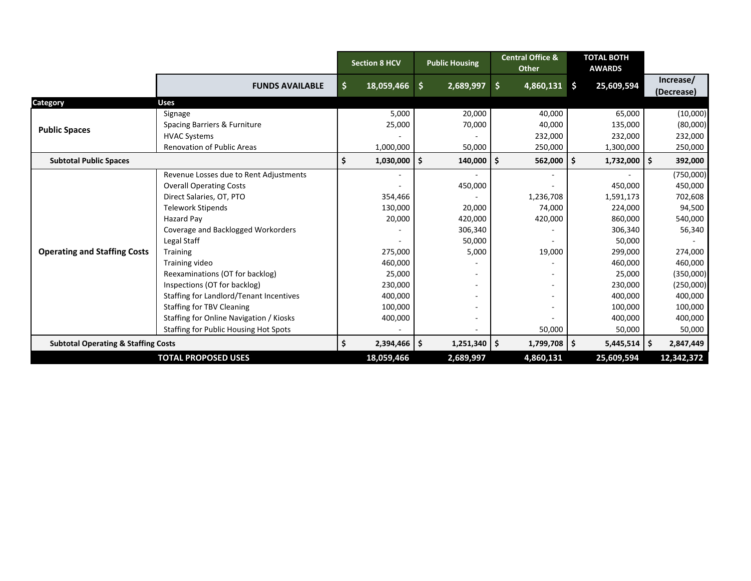| | | Section 8 HCV | Public Housing | Central Office & Other | TOTAL BOTH AWARDS | |
|---|---|---|---|---|---|---|
| | **FUNDS AVAILABLE** | $ 18,059,466 | $ 2,689,997 | $ 4,860,131 | $ 25,609,594 | Increase/ (Decrease) |
| **Category** | **Uses** | | | | | |
| **Public Spaces** | Signage | 5,000 | 20,000 | 40,000 | 65,000 | (10,000) |
| | Spacing Barriers & Furniture | 25,000 | 70,000 | 40,000 | 135,000 | (80,000) |
| | HVAC Systems | - | - | 232,000 | 232,000 | 232,000 |
| | Renovation of Public Areas | 1,000,000 | 50,000 | 250,000 | 1,300,000 | 250,000 |
| **Subtotal Public Spaces** | | **$ 1,030,000** | **$ 140,000** | **$ 562,000** | **$ 1,732,000** | **$ 392,000** |
| **Operating and Staffing Costs** | Revenue Losses due to Rent Adjustments | - | - | - | - | (750,000) |
| | Overall Operating Costs | - | 450,000 | - | 450,000 | 450,000 |
| | Direct Salaries, OT, PTO | 354,466 | - | 1,236,708 | 1,591,173 | 702,608 |
| | Telework Stipends | 130,000 | 20,000 | 74,000 | 224,000 | 94,500 |
| | Hazard Pay | 20,000 | 420,000 | 420,000 | 860,000 | 540,000 |
| | Coverage and Backlogged Workorders | - | 306,340 | - | 306,340 | 56,340 |
| | Legal Staff | - | 50,000 | - | 50,000 | - |
| | Training | 275,000 | 5,000 | 19,000 | 299,000 | 274,000 |
| | Training video | 460,000 | - | - | 460,000 | 460,000 |
| | Reexaminations (OT for backlog) | 25,000 | - | - | 25,000 | (350,000) |
| | Inspections (OT for backlog) | 230,000 | - | - | 230,000 | (250,000) |
| | Staffing for Landlord/Tenant Incentives | 400,000 | - | - | 400,000 | 400,000 |
| | Staffing for TBV Cleaning | 100,000 | - | - | 100,000 | 100,000 |
| | Staffing for Online Navigation / Kiosks | 400,000 | - | - | 400,000 | 400,000 |
| | Staffing for Public Housing Hot Spots | - | - | 50,000 | 50,000 | 50,000 |
| **Subtotal Operating & Staffing Costs** | | **$ 2,394,466** | **$ 1,251,340** | **$ 1,799,708** | **$ 5,445,514** | **$ 2,847,449** |
| | **TOTAL PROPOSED USES** | **18,059,466** | **2,689,997** | **4,860,131** | **25,609,594** | **12,342,372** |